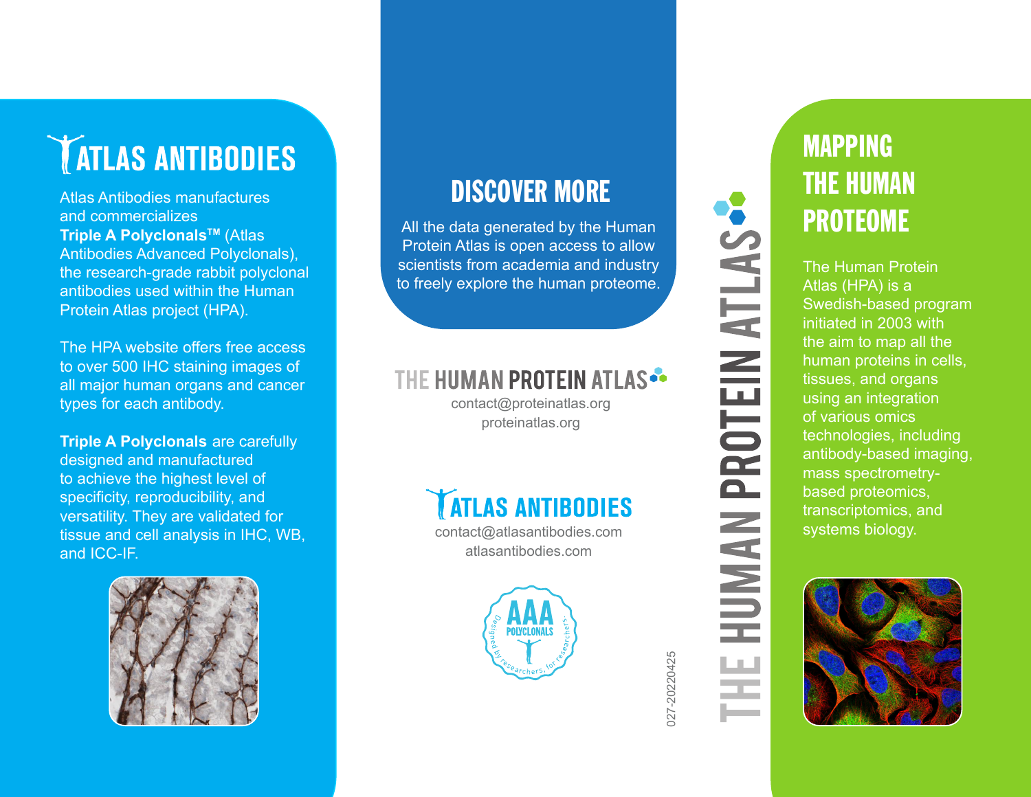# ATLAS ANTIBODIES

Atlas Antibodies manufactures and commercializes **Triple A Polyclonals™** (Atlas Antibodies Advanced Polyclonals), the research-grade rabbit polyclonal antibodies used within the Human Protein Atlas project (HPA).

The HPA website offers free access to over 500 IHC staining images of all major human organs and cancer types for each antibody.

**Triple A Polyclonals** are carefully designed and manufactured to achieve the highest level of specificity, reproducibility, and versatility. They are validated for tissue and cell analysis in IHC, WB, and ICC-IF.

# DISCOVER MORE

All the data generated by the Human Protein Atlas is open access to allow scientists from academia and industry to freely explore the human proteome.

THE HUMAN PROTEIN ATLAS

contact@proteinatlas.org

proteinatlas.org

ATLAS ANTIBODIES

contact@atlasantibodies.com

atlasantibodies.com

AAA POLYCLONALS – Designed by researchers, for researchers.

027-20220425

THE HUMAN PROTEIN ATLAS

# MAPPING THE HUMAN PROTEOME

The Human Protein Atlas (HPA) is a Swedish-based program initiated in 2003 with the aim to map all the human proteins in cells, tissues, and organs using an integration of various omics technologies, including antibody-based imaging, mass spectrometry-based proteomics, transcriptomics, and systems biology.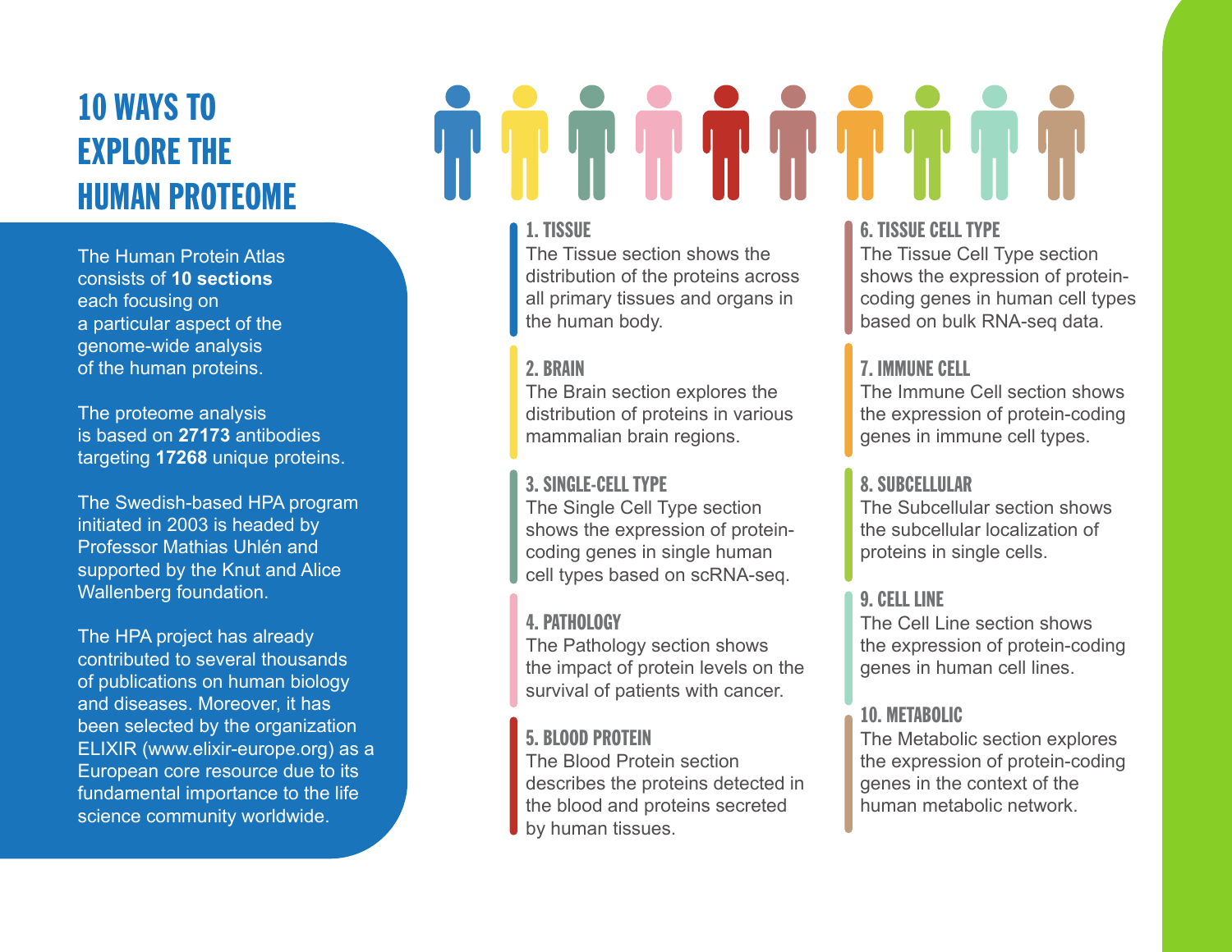# 10 WAYS TO EXPLORE THE HUMAN PROTEOME

The Human Protein Atlas consists of **10 sections** each focusing on a particular aspect of the genome-wide analysis of the human proteins.

The proteome analysis is based on **27173** antibodies targeting **17268** unique proteins.

The Swedish-based HPA program initiated in 2003 is headed by Professor Mathias Uhlén and supported by the Knut and Alice Wallenberg foundation.

The HPA project has already contributed to several thousands of publications on human biology and diseases. Moreover, it has been selected by the organization ELIXIR (www.elixir-europe.org) as a European core resource due to its fundamental importance to the life science community worldwide.

### 1. TISSUE

The Tissue section shows the distribution of the proteins across all primary tissues and organs in the human body.

### 2. BRAIN

The Brain section explores the distribution of proteins in various mammalian brain regions.

### 3. SINGLE-CELL TYPE

The Single Cell Type section shows the expression of protein-coding genes in single human cell types based on scRNA-seq.

### 4. PATHOLOGY

The Pathology section shows the impact of protein levels on the survival of patients with cancer.

### 5. BLOOD PROTEIN

The Blood Protein section describes the proteins detected in the blood and proteins secreted by human tissues.

### 6. TISSUE CELL TYPE

The Tissue Cell Type section shows the expression of protein-coding genes in human cell types based on bulk RNA-seq data.

### 7. IMMUNE CELL

The Immune Cell section shows the expression of protein-coding genes in immune cell types.

### 8. SUBCELLULAR

The Subcellular section shows the subcellular localization of proteins in single cells.

### 9. CELL LINE

The Cell Line section shows the expression of protein-coding genes in human cell lines.

### 10. METABOLIC

The Metabolic section explores the expression of protein-coding genes in the context of the human metabolic network.